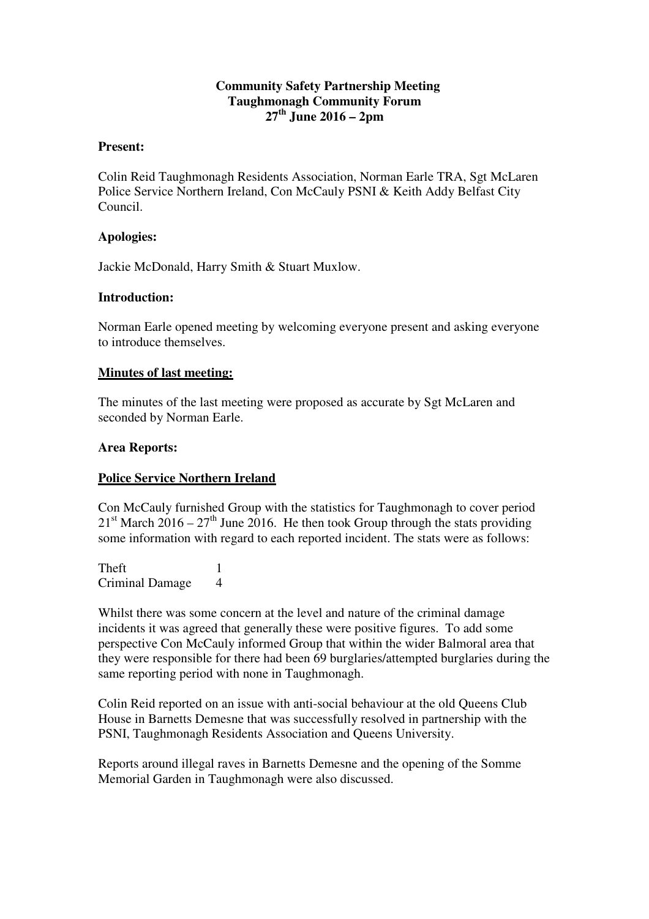**Community Safety Partnership Meeting**
**Taughmonagh Community Forum**
**27th June 2016 – 2pm**

**Present:**

Colin Reid Taughmonagh Residents Association, Norman Earle TRA, Sgt McLaren Police Service Northern Ireland, Con McCauly PSNI & Keith Addy Belfast City Council.

**Apologies:**

Jackie McDonald, Harry Smith & Stuart Muxlow.

**Introduction:**

Norman Earle opened meeting by welcoming everyone present and asking everyone to introduce themselves.

**Minutes of last meeting:**

The minutes of the last meeting were proposed as accurate by Sgt McLaren and seconded by Norman Earle.

**Area Reports:**

**Police Service Northern Ireland**

Con McCauly furnished Group with the statistics for Taughmonagh to cover period 21st March 2016 – 27th June 2016. He then took Group through the stats providing some information with regard to each reported incident. The stats were as follows:

| | |
|---|---|
| Theft | 1 |
| Criminal Damage | 4 |

Whilst there was some concern at the level and nature of the criminal damage incidents it was agreed that generally these were positive figures. To add some perspective Con McCauly informed Group that within the wider Balmoral area that they were responsible for there had been 69 burglaries/attempted burglaries during the same reporting period with none in Taughmonagh.

Colin Reid reported on an issue with anti-social behaviour at the old Queens Club House in Barnetts Demesne that was successfully resolved in partnership with the PSNI, Taughmonagh Residents Association and Queens University.

Reports around illegal raves in Barnetts Demesne and the opening of the Somme Memorial Garden in Taughmonagh were also discussed.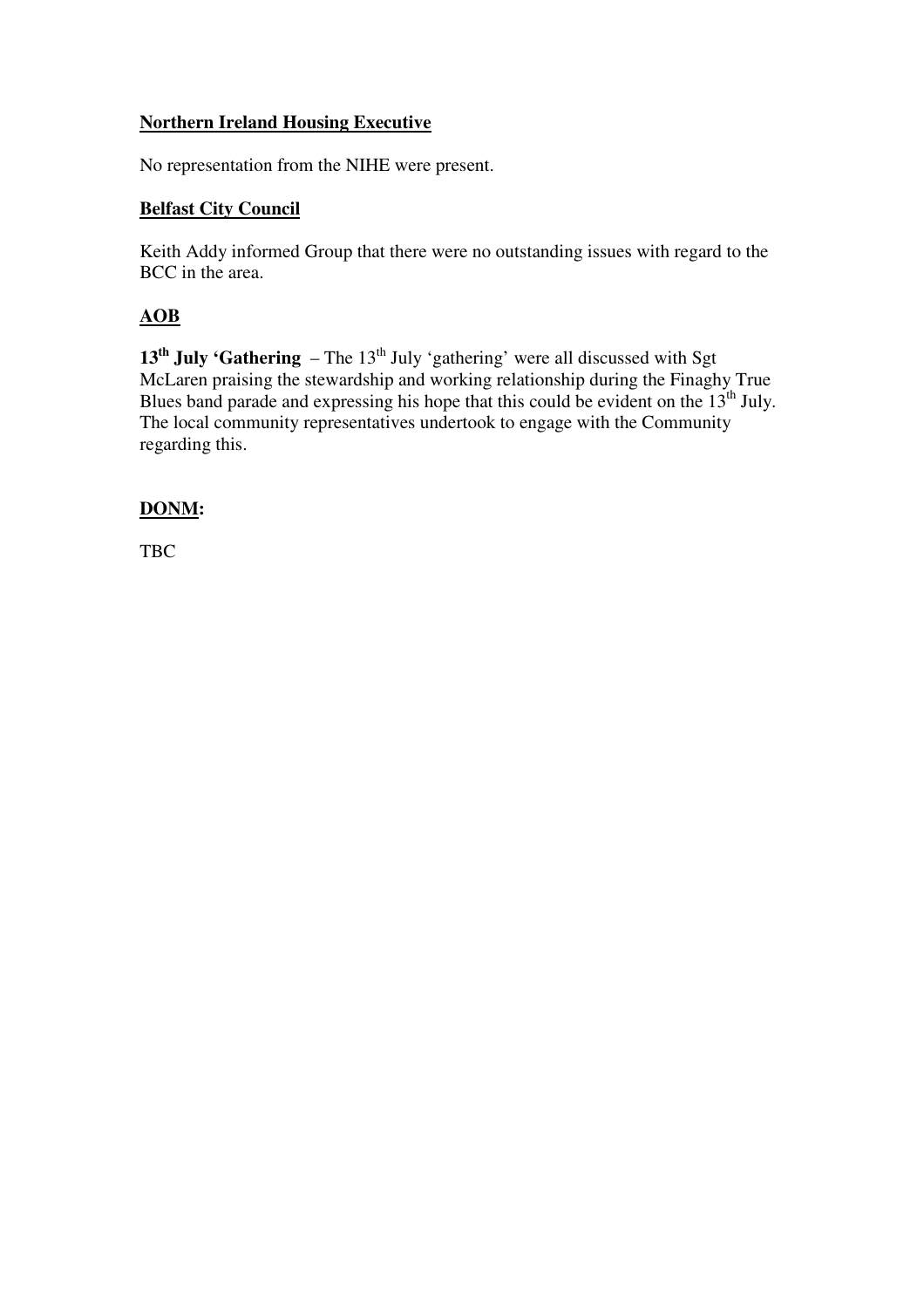**Northern Ireland Housing Executive**

No representation from the NIHE were present.

**Belfast City Council**

Keith Addy informed Group that there were no outstanding issues with regard to the BCC in the area.

**AOB**

**13th July 'Gathering** – The 13th July 'gathering' were all discussed with Sgt McLaren praising the stewardship and working relationship during the Finaghy True Blues band parade and expressing his hope that this could be evident on the 13th July. The local community representatives undertook to engage with the Community regarding this.

**DONM:**

TBC